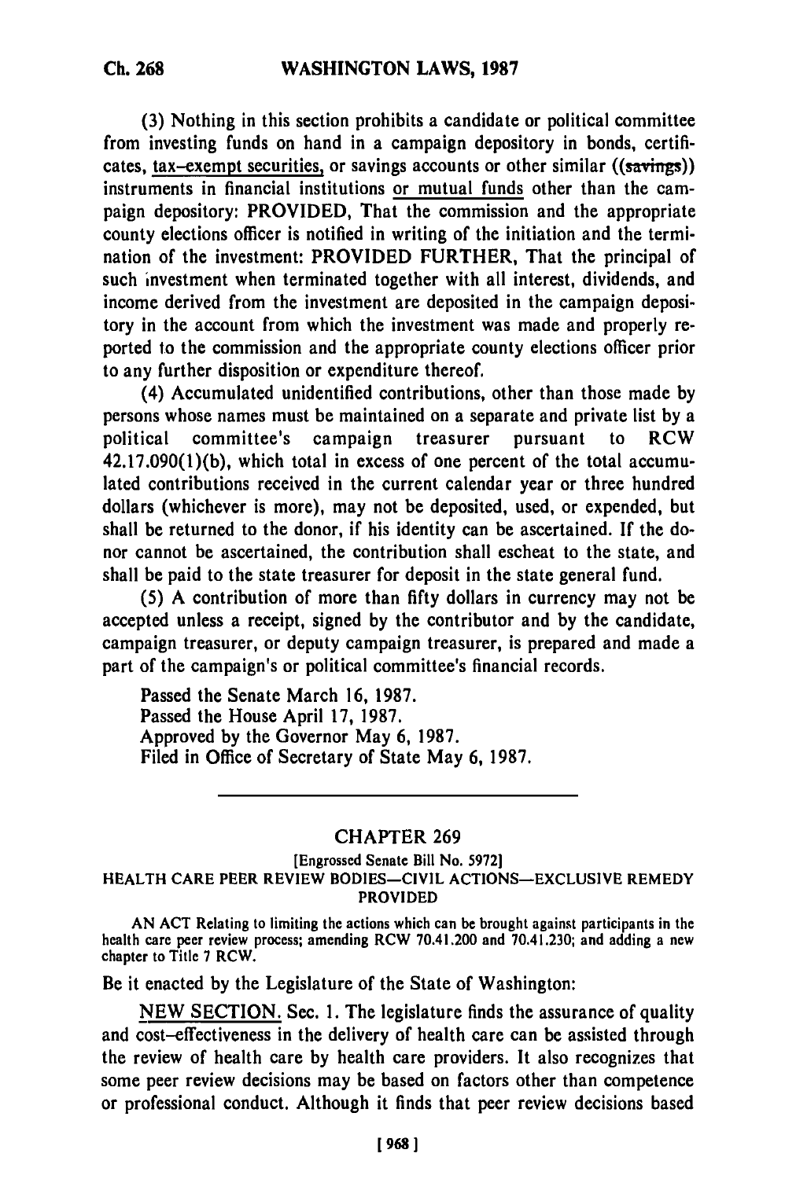(3) Nothing in this section prohibits a candidate or political committee from investing funds on hand in a campaign depository in bonds, certificates, tax-exempt securities, or savings accounts or other similar ((savings)) instruments in financial institutions or mutual funds other than the campaign depository: PROVIDED, That the commission and the appropriate county elections officer is notified in writing of the initiation and the termination of the investment: PROVIDED FURTHER, That the principal of such investment when terminated together with all interest, dividends, and income derived from the investment are deposited in the campaign depository in the account from which the investment was made and properly reported to the commission and the appropriate county elections officer prior to any further disposition or expenditure thereof.

(4) Accumulated unidentified contributions, other than those made by persons whose names must be maintained on a separate and private list by a political committee's campaign treasurer pursuant to RCW 42.17.090(1)(b), which total in excess of one percent of the total accumulated contributions received in the current calendar year or three hundred dollars (whichever is more), may not be deposited, used, or expended, but shall be returned to the donor, if his identity can be ascertained. If the donor cannot be ascertained, the contribution shall escheat to the state, and shall be paid to the state treasurer for deposit in the state general fund.

(5) A contribution of more than fifty dollars in currency may not be accepted unless a receipt, signed by the contributor and by the candidate, campaign treasurer, or deputy campaign treasurer, is prepared and made a part of the campaign's or political committee's financial records.

Passed the Senate March 16, 1987.
Passed the House April 17, 1987.
Approved by the Governor May 6, 1987.
Filed in Office of Secretary of State May 6, 1987.

---

## CHAPTER 269

[Engrossed Senate Bill No. 5972]

### HEALTH CARE PEER REVIEW BODIES—CIVIL ACTIONS—EXCLUSIVE REMEDY PROVIDED

AN ACT Relating to limiting the actions which can be brought against participants in the health care peer review process; amending RCW 70.41.200 and 70.41.230; and adding a new chapter to Title 7 RCW.

Be it enacted by the Legislature of the State of Washington:

NEW SECTION. Sec. 1. The legislature finds the assurance of quality and cost-effectiveness in the delivery of health care can be assisted through the review of health care by health care providers. It also recognizes that some peer review decisions may be based on factors other than competence or professional conduct. Although it finds that peer review decisions based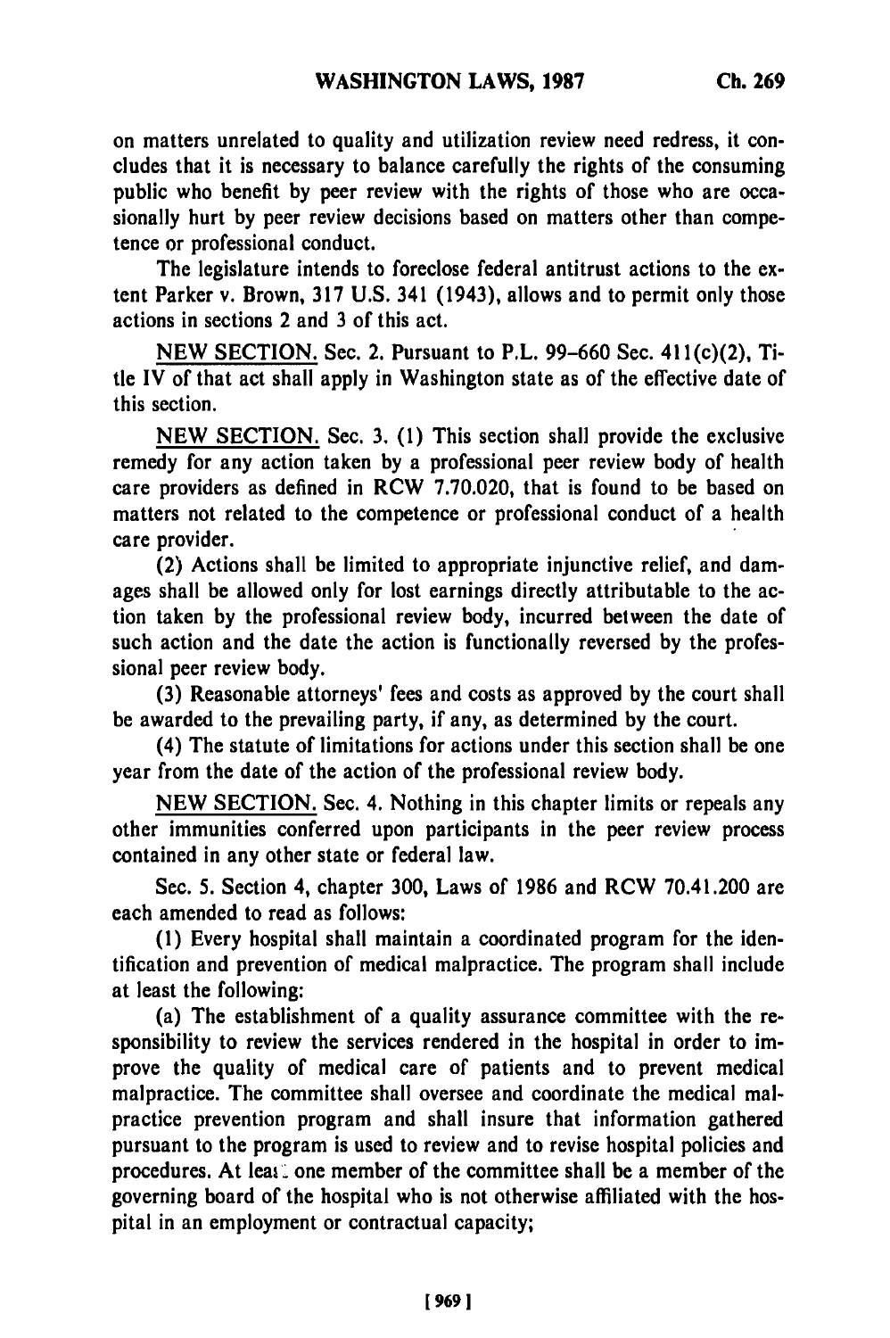on matters unrelated to quality and utilization review need redress, it concludes that it is necessary to balance carefully the rights of the consuming public who benefit by peer review with the rights of those who are occasionally hurt by peer review decisions based on matters other than competence or professional conduct.

The legislature intends to foreclose federal antitrust actions to the extent Parker v. Brown, 317 U.S. 341 (1943), allows and to permit only those actions in sections 2 and 3 of this act.

NEW SECTION. Sec. 2. Pursuant to P.L. 99-660 Sec. 411(c)(2), Title IV of that act shall apply in Washington state as of the effective date of this section.

NEW SECTION. Sec. 3. (1) This section shall provide the exclusive remedy for any action taken by a professional peer review body of health care providers as defined in RCW 7.70.020, that is found to be based on matters not related to the competence or professional conduct of a health care provider.

(2) Actions shall be limited to appropriate injunctive relief, and damages shall be allowed only for lost earnings directly attributable to the action taken by the professional review body, incurred between the date of such action and the date the action is functionally reversed by the professional peer review body.

(3) Reasonable attorneys' fees and costs as approved by the court shall be awarded to the prevailing party, if any, as determined by the court.

(4) The statute of limitations for actions under this section shall be one year from the date of the action of the professional review body.

NEW SECTION. Sec. 4. Nothing in this chapter limits or repeals any other immunities conferred upon participants in the peer review process contained in any other state or federal law.

Sec. 5. Section 4, chapter 300, Laws of 1986 and RCW 70.41.200 are each amended to read as follows:

(1) Every hospital shall maintain a coordinated program for the identification and prevention of medical malpractice. The program shall include at least the following:

(a) The establishment of a quality assurance committee with the responsibility to review the services rendered in the hospital in order to improve the quality of medical care of patients and to prevent medical malpractice. The committee shall oversee and coordinate the medical malpractice prevention program and shall insure that information gathered pursuant to the program is used to review and to revise hospital policies and procedures. At least one member of the committee shall be a member of the governing board of the hospital who is not otherwise affiliated with the hospital in an employment or contractual capacity;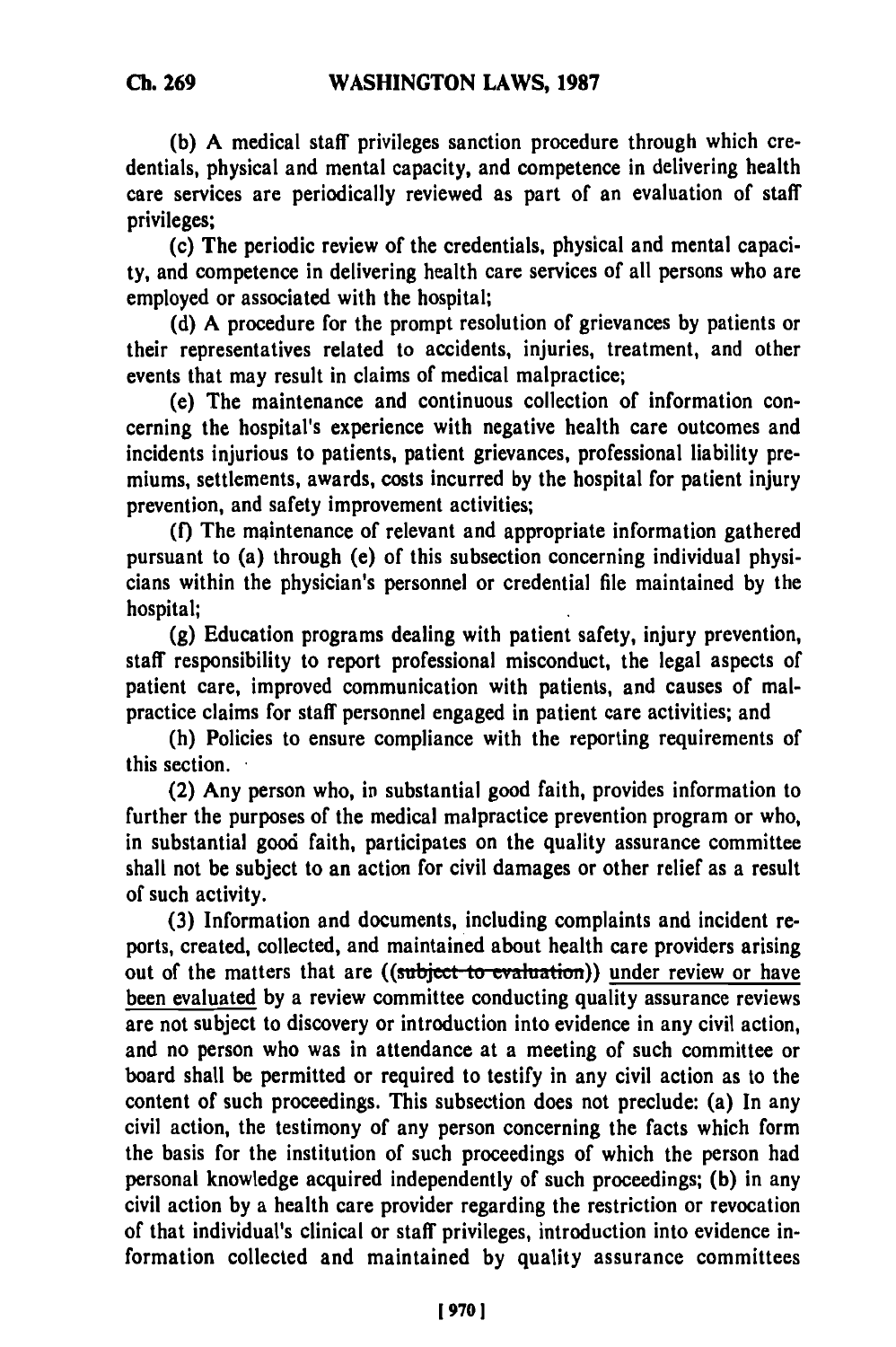(b) A medical staff privileges sanction procedure through which credentials, physical and mental capacity, and competence in delivering health care services are periodically reviewed as part of an evaluation of staff privileges;

(c) The periodic review of the credentials, physical and mental capacity, and competence in delivering health care services of all persons who are employed or associated with the hospital;

(d) A procedure for the prompt resolution of grievances by patients or their representatives related to accidents, injuries, treatment, and other events that may result in claims of medical malpractice;

(e) The maintenance and continuous collection of information concerning the hospital's experience with negative health care outcomes and incidents injurious to patients, patient grievances, professional liability premiums, settlements, awards, costs incurred by the hospital for patient injury prevention, and safety improvement activities;

(f) The maintenance of relevant and appropriate information gathered pursuant to (a) through (e) of this subsection concerning individual physicians within the physician's personnel or credential file maintained by the hospital;

(g) Education programs dealing with patient safety, injury prevention, staff responsibility to report professional misconduct, the legal aspects of patient care, improved communication with patients, and causes of malpractice claims for staff personnel engaged in patient care activities; and

(h) Policies to ensure compliance with the reporting requirements of this section.

(2) Any person who, in substantial good faith, provides information to further the purposes of the medical malpractice prevention program or who, in substantial good faith, participates on the quality assurance committee shall not be subject to an action for civil damages or other relief as a result of such activity.

(3) Information and documents, including complaints and incident reports, created, collected, and maintained about health care providers arising out of the matters that are ((~~subject to evaluation~~)) under review or have been evaluated by a review committee conducting quality assurance reviews are not subject to discovery or introduction into evidence in any civil action, and no person who was in attendance at a meeting of such committee or board shall be permitted or required to testify in any civil action as to the content of such proceedings. This subsection does not preclude: (a) In any civil action, the testimony of any person concerning the facts which form the basis for the institution of such proceedings of which the person had personal knowledge acquired independently of such proceedings; (b) in any civil action by a health care provider regarding the restriction or revocation of that individual's clinical or staff privileges, introduction into evidence information collected and maintained by quality assurance committees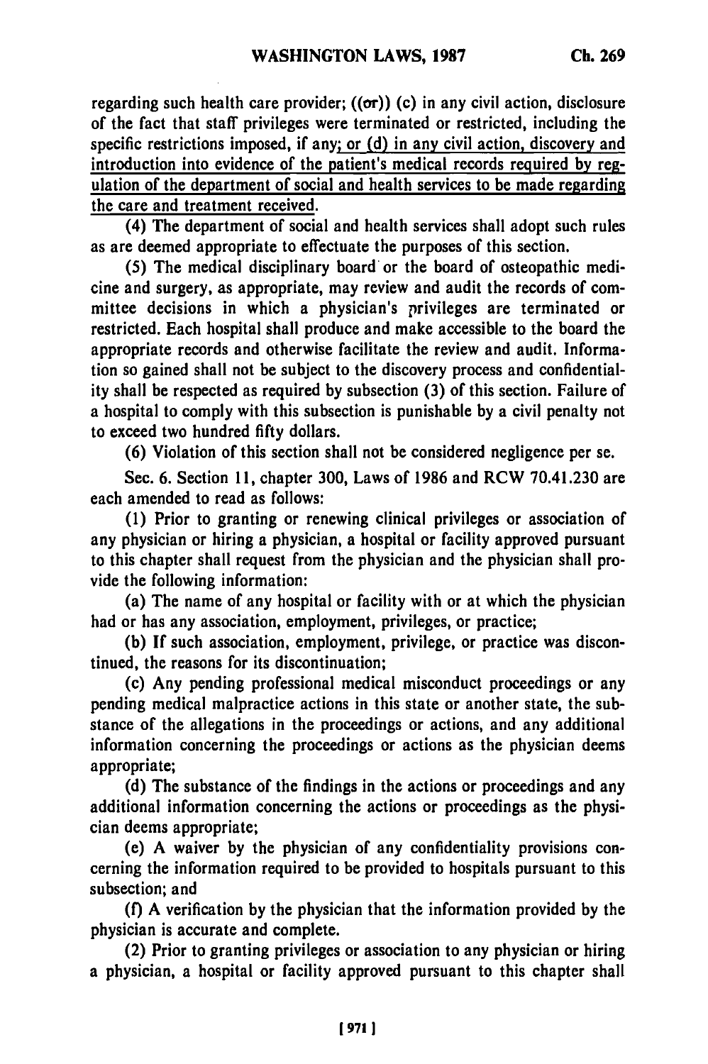regarding such health care provider; ((or)) (c) in any civil action, disclosure of the fact that staff privileges were terminated or restricted, including the specific restrictions imposed, if any; or (d) in any civil action, discovery and introduction into evidence of the patient's medical records required by regulation of the department of social and health services to be made regarding the care and treatment received.

(4) The department of social and health services shall adopt such rules as are deemed appropriate to effectuate the purposes of this section.

(5) The medical disciplinary board or the board of osteopathic medicine and surgery, as appropriate, may review and audit the records of committee decisions in which a physician's privileges are terminated or restricted. Each hospital shall produce and make accessible to the board the appropriate records and otherwise facilitate the review and audit. Information so gained shall not be subject to the discovery process and confidentiality shall be respected as required by subsection (3) of this section. Failure of a hospital to comply with this subsection is punishable by a civil penalty not to exceed two hundred fifty dollars.

(6) Violation of this section shall not be considered negligence per se.

Sec. 6. Section 11, chapter 300, Laws of 1986 and RCW 70.41.230 are each amended to read as follows:

(1) Prior to granting or renewing clinical privileges or association of any physician or hiring a physician, a hospital or facility approved pursuant to this chapter shall request from the physician and the physician shall provide the following information:

(a) The name of any hospital or facility with or at which the physician had or has any association, employment, privileges, or practice;

(b) If such association, employment, privilege, or practice was discontinued, the reasons for its discontinuation;

(c) Any pending professional medical misconduct proceedings or any pending medical malpractice actions in this state or another state, the substance of the allegations in the proceedings or actions, and any additional information concerning the proceedings or actions as the physician deems appropriate;

(d) The substance of the findings in the actions or proceedings and any additional information concerning the actions or proceedings as the physician deems appropriate;

(e) A waiver by the physician of any confidentiality provisions concerning the information required to be provided to hospitals pursuant to this subsection; and

(f) A verification by the physician that the information provided by the physician is accurate and complete.

(2) Prior to granting privileges or association to any physician or hiring a physician, a hospital or facility approved pursuant to this chapter shall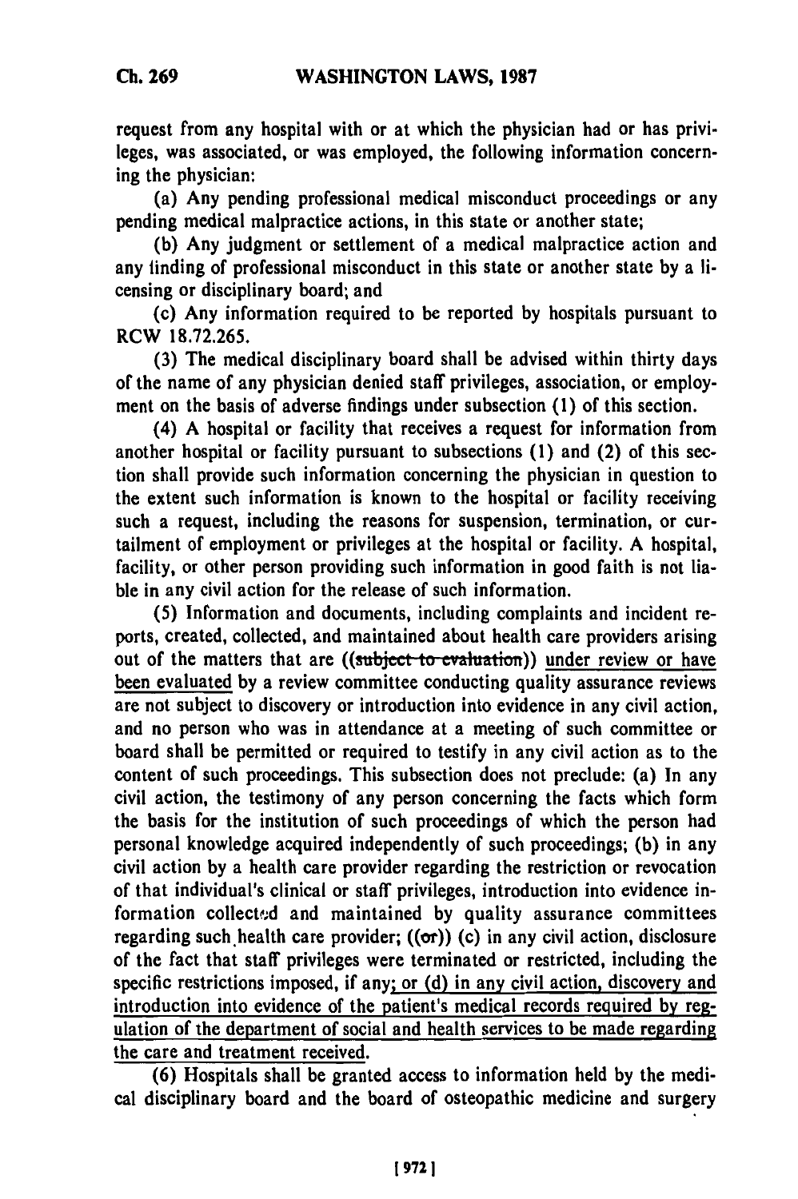request from any hospital with or at which the physician had or has privileges, was associated, or was employed, the following information concerning the physician:

(a) Any pending professional medical misconduct proceedings or any pending medical malpractice actions, in this state or another state;

(b) Any judgment or settlement of a medical malpractice action and any finding of professional misconduct in this state or another state by a licensing or disciplinary board; and

(c) Any information required to be reported by hospitals pursuant to RCW 18.72.265.

(3) The medical disciplinary board shall be advised within thirty days of the name of any physician denied staff privileges, association, or employment on the basis of adverse findings under subsection (1) of this section.

(4) A hospital or facility that receives a request for information from another hospital or facility pursuant to subsections (1) and (2) of this section shall provide such information concerning the physician in question to the extent such information is known to the hospital or facility receiving such a request, including the reasons for suspension, termination, or curtailment of employment or privileges at the hospital or facility. A hospital, facility, or other person providing such information in good faith is not liable in any civil action for the release of such information.

(5) Information and documents, including complaints and incident reports, created, collected, and maintained about health care providers arising out of the matters that are ((~~subject to evaluation~~)) <u>under review or have been evaluated</u> by a review committee conducting quality assurance reviews are not subject to discovery or introduction into evidence in any civil action, and no person who was in attendance at a meeting of such committee or board shall be permitted or required to testify in any civil action as to the content of such proceedings. This subsection does not preclude: (a) In any civil action, the testimony of any person concerning the facts which form the basis for the institution of such proceedings of which the person had personal knowledge acquired independently of such proceedings; (b) in any civil action by a health care provider regarding the restriction or revocation of that individual's clinical or staff privileges, introduction into evidence information collected and maintained by quality assurance committees regarding such health care provider; ((~~or~~)) (c) in any civil action, disclosure of the fact that staff privileges were terminated or restricted, including the specific restrictions imposed, if any<u>; or (d) in any civil action, discovery and introduction into evidence of the patient's medical records required by regulation of the department of social and health services to be made regarding the care and treatment received</u>.

(6) Hospitals shall be granted access to information held by the medical disciplinary board and the board of osteopathic medicine and surgery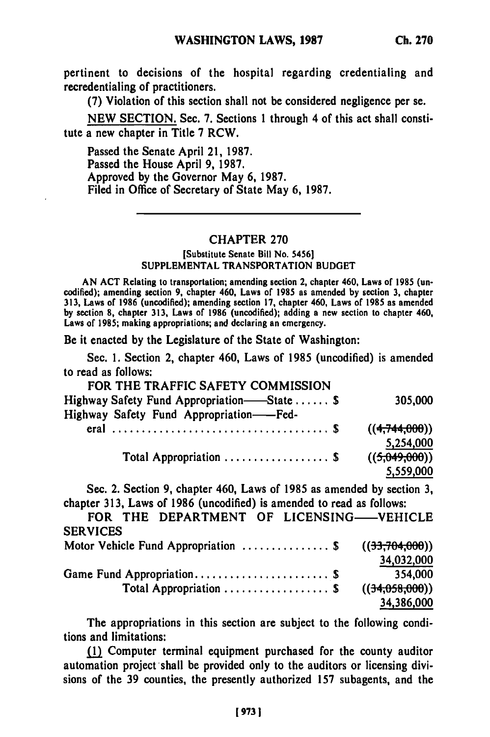pertinent to decisions of the hospital regarding credentialing and recredentialing of practitioners.

(7) Violation of this section shall not be considered negligence per se.

NEW SECTION. Sec. 7. Sections 1 through 4 of this act shall constitute a new chapter in Title 7 RCW.

Passed the Senate April 21, 1987.
Passed the House April 9, 1987.
Approved by the Governor May 6, 1987.
Filed in Office of Secretary of State May 6, 1987.

---

## CHAPTER 270

[Substitute Senate Bill No. 5456]
SUPPLEMENTAL TRANSPORTATION BUDGET

AN ACT Relating to transportation; amending section 2, chapter 460, Laws of 1985 (uncodified); amending section 9, chapter 460, Laws of 1985 as amended by section 3, chapter 313, Laws of 1986 (uncodified); amending section 17, chapter 460, Laws of 1985 as amended by section 8, chapter 313, Laws of 1986 (uncodified); adding a new section to chapter 460, Laws of 1985; making appropriations; and declaring an emergency.

Be it enacted by the Legislature of the State of Washington:

Sec. 1. Section 2, chapter 460, Laws of 1985 (uncodified) is amended to read as follows:

FOR THE TRAFFIC SAFETY COMMISSION

| | |
|---|---|
| Highway Safety Fund Appropriation—State ...... $ | 305,000 |
| Highway Safety Fund Appropriation—Federal ...... $ | ((~~4,744,000~~)) 5,254,000 |
| Total Appropriation ...... $ | ((~~5,049,000~~)) 5,559,000 |

Sec. 2. Section 9, chapter 460, Laws of 1985 as amended by section 3, chapter 313, Laws of 1986 (uncodified) is amended to read as follows:

FOR THE DEPARTMENT OF LICENSING—VEHICLE SERVICES

| | |
|---|---|
| Motor Vehicle Fund Appropriation ...... $ | ((~~33,704,000~~)) 34,032,000 |
| Game Fund Appropriation...... $ | 354,000 |
| Total Appropriation ...... $ | ((~~34,058,000~~)) 34,386,000 |

The appropriations in this section are subject to the following conditions and limitations:

(1) Computer terminal equipment purchased for the county auditor automation project shall be provided only to the auditors or licensing divisions of the 39 counties, the presently authorized 157 subagents, and the